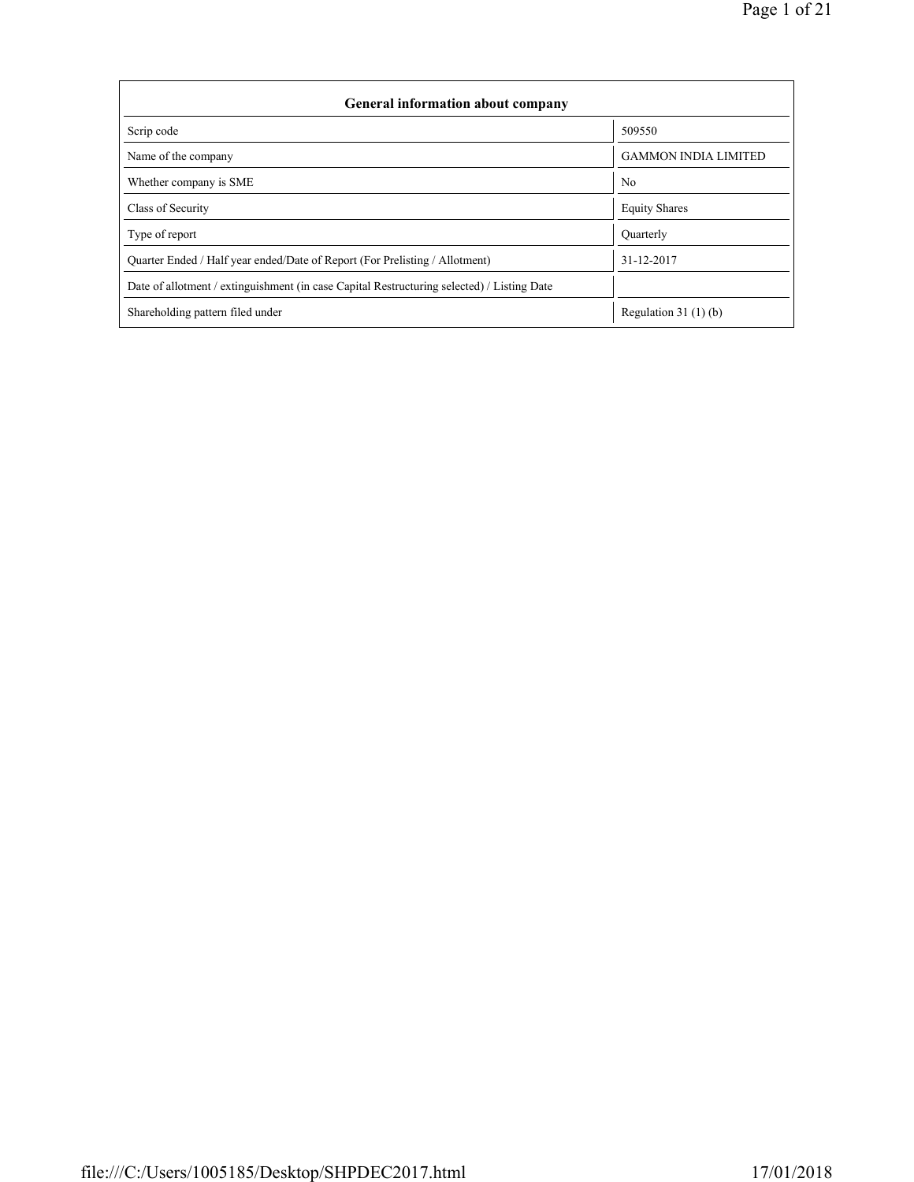| General information about company | |
|---|---|
| Scrip code | 509550 |
| Name of the company | GAMMON INDIA LIMITED |
| Whether company is SME | No |
| Class of Security | Equity Shares |
| Type of report | Quarterly |
| Quarter Ended / Half year ended/Date of Report (For Prelisting / Allotment) | 31-12-2017 |
| Date of allotment / extinguishment (in case Capital Restructuring selected) / Listing Date | |
| Shareholding pattern filed under | Regulation 31 (1) (b) |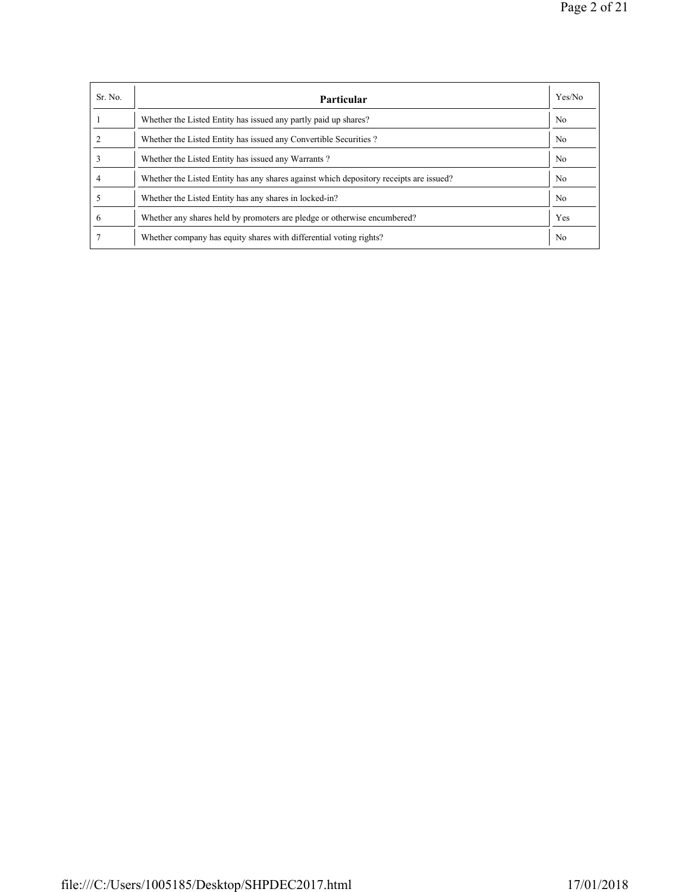| Sr. No. | Particular | Yes/No |
|---|---|---|
| 1 | Whether the Listed Entity has issued any partly paid up shares? | No |
| 2 | Whether the Listed Entity has issued any Convertible Securities ? | No |
| 3 | Whether the Listed Entity has issued any Warrants ? | No |
| 4 | Whether the Listed Entity has any shares against which depository receipts are issued? | No |
| 5 | Whether the Listed Entity has any shares in locked-in? | No |
| 6 | Whether any shares held by promoters are pledge or otherwise encumbered? | Yes |
| 7 | Whether company has equity shares with differential voting rights? | No |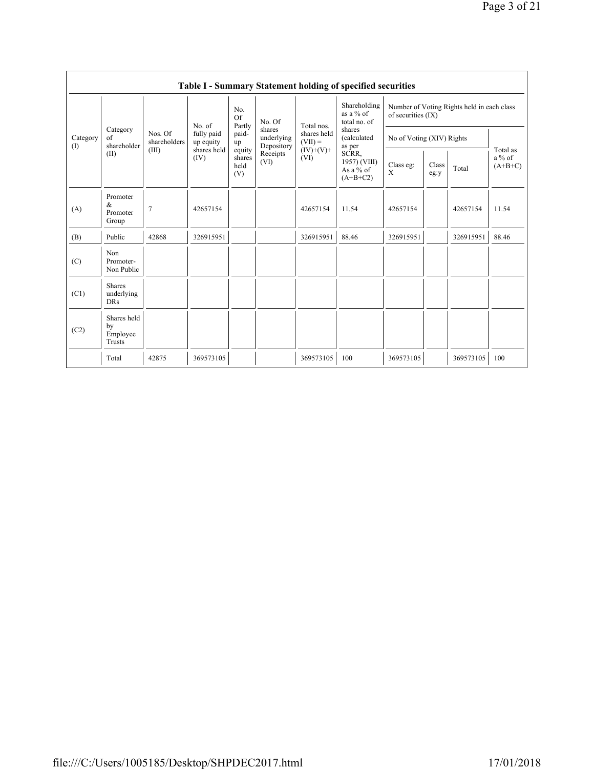**Table I - Summary Statement holding of specified securities**

| Category (I) | Category of shareholder (II) | Nos. Of shareholders (III) | No. of fully paid up equity shares held (IV) | No. Of Partly paid-up equity shares held (V) | No. Of shares underlying Depository Receipts (VI) | Total nos. shares held (VII) = (IV)+(V)+ (VI) | Shareholding as a % of total no. of shares (calculated as per SCRR, 1957) (VIII) As a % of (A+B+C2) | Number of Voting Rights held in each class of securities (IX) | | | |
|---|---|---|---|---|---|---|---|---|---|---|---|
| | | | | | | | | No of Voting (XIV) Rights | | | Total as a % of (A+B+C) |
| | | | | | | | | Class eg: X | Class eg:y | Total | |
| (A) | Promoter & Promoter Group | 7 | 42657154 | | | 42657154 | 11.54 | 42657154 | | 42657154 | 11.54 |
| (B) | Public | 42868 | 326915951 | | | 326915951 | 88.46 | 326915951 | | 326915951 | 88.46 |
| (C) | Non Promoter- Non Public | | | | | | | | | | |
| (C1) | Shares underlying DRs | | | | | | | | | | |
| (C2) | Shares held by Employee Trusts | | | | | | | | | | |
| | Total | 42875 | 369573105 | | | 369573105 | 100 | 369573105 | | 369573105 | 100 |

file:///C:/Users/1005185/Desktop/SHPDEC2017.html 17/01/2018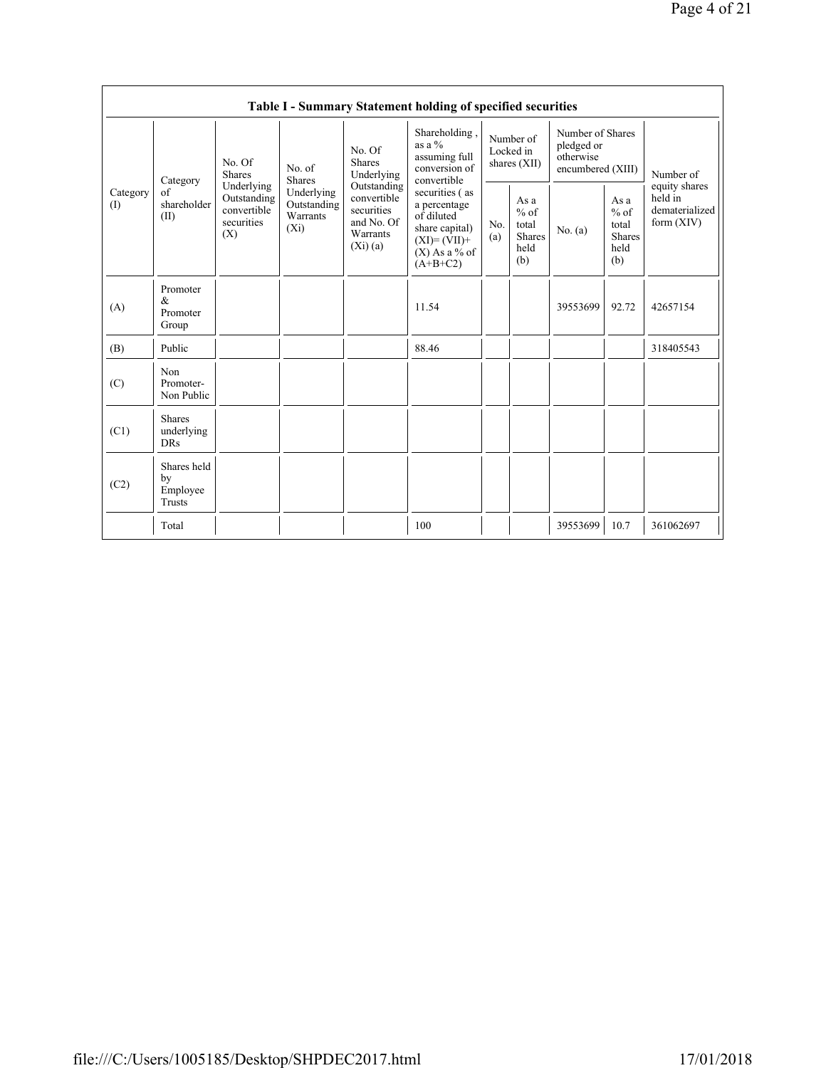| Table I - Summary Statement holding of specified securities | | | | | | | | | | |
|---|---|---|---|---|---|---|---|---|---|---|
| Category (I) | Category of shareholder (II) | No. Of Shares Underlying Outstanding convertible securities (X) | No. of Shares Underlying Outstanding Warrants (Xi) | No. Of Shares Underlying Outstanding convertible securities and No. Of Warrants (Xi) (a) | Shareholding , as a % assuming full conversion of convertible securities ( as a percentage of diluted share capital) (XI)= (VII)+(X) As a % of (A+B+C2) | Number of Locked in shares (XII) | | Number of Shares pledged or otherwise encumbered (XIII) | | Number of equity shares held in dematerialized form (XIV) |
| | | | | | | No. (a) | As a % of total Shares held (b) | No. (a) | As a % of total Shares held (b) | |
| (A) | Promoter & Promoter Group | | | | 11.54 | | | 39553699 | 92.72 | 42657154 |
| (B) | Public | | | | 88.46 | | | | | 318405543 |
| (C) | Non Promoter- Non Public | | | | | | | | | |
| (C1) | Shares underlying DRs | | | | | | | | | |
| (C2) | Shares held by Employee Trusts | | | | | | | | | |
| | Total | | | | 100 | | | 39553699 | 10.7 | 361062697 |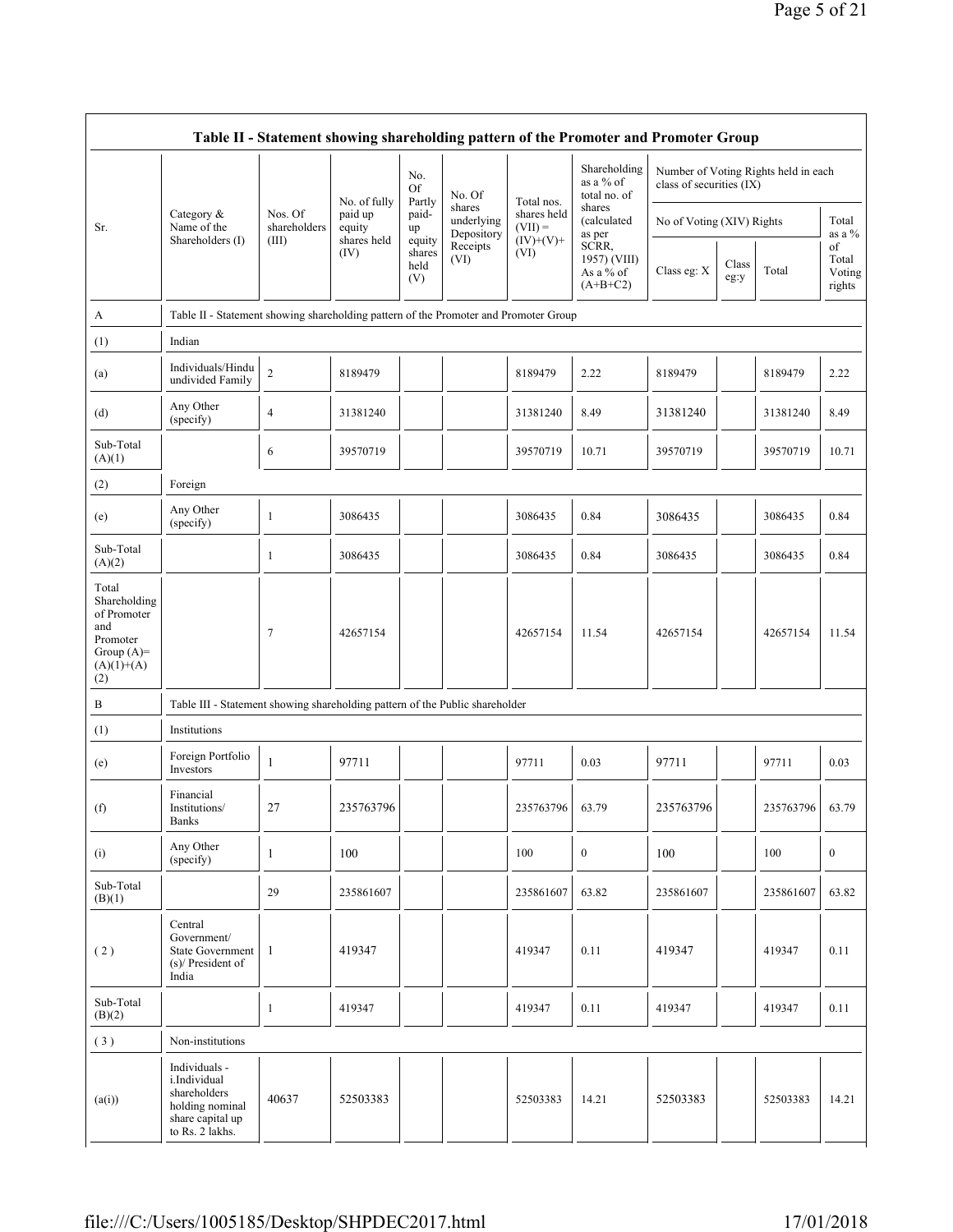| Table II - Statement showing shareholding pattern of the Promoter and Promoter Group | | | | | | | | | | | | |
|---|---|---|---|---|---|---|---|---|---|---|---|---|
| Sr. | Category & Name of the Shareholders (I) | Nos. Of shareholders (III) | No. of fully paid up equity shares held (IV) | No. Of Partly paid-up equity shares held (V) | No. Of shares underlying Depository Receipts (VI) | Total nos. shares held (VII) = (IV)+(V)+ (VI) | Shareholding as a % of total no. of shares (calculated as per SCRR, 1957) (VIII) As a % of (A+B+C2) | Number of Voting Rights held in each class of securities (IX) | | | |
| | | | | | | | | No of Voting (XIV) Rights | | | Total as a % of Total Voting rights |
| | | | | | | | | Class eg: X | Class eg:y | Total | |
| A | Table II - Statement showing shareholding pattern of the Promoter and Promoter Group | | | | | | | | | | |
| (1) | Indian | | | | | | | | | | |
| (a) | Individuals/Hindu undivided Family | 2 | 8189479 | | | 8189479 | 2.22 | 8189479 | | 8189479 | 2.22 |
| (d) | Any Other (specify) | 4 | 31381240 | | | 31381240 | 8.49 | 31381240 | | 31381240 | 8.49 |
| Sub-Total (A)(1) | | 6 | 39570719 | | | 39570719 | 10.71 | 39570719 | | 39570719 | 10.71 |
| (2) | Foreign | | | | | | | | | | |
| (e) | Any Other (specify) | 1 | 3086435 | | | 3086435 | 0.84 | 3086435 | | 3086435 | 0.84 |
| Sub-Total (A)(2) | | 1 | 3086435 | | | 3086435 | 0.84 | 3086435 | | 3086435 | 0.84 |
| Total Shareholding of Promoter and Promoter Group (A)= (A)(1)+(A)(2) | | 7 | 42657154 | | | 42657154 | 11.54 | 42657154 | | 42657154 | 11.54 |
| B | Table III - Statement showing shareholding pattern of the Public shareholder | | | | | | | | | | |
| (1) | Institutions | | | | | | | | | | |
| (e) | Foreign Portfolio Investors | 1 | 97711 | | | 97711 | 0.03 | 97711 | | 97711 | 0.03 |
| (f) | Financial Institutions/ Banks | 27 | 235763796 | | | 235763796 | 63.79 | 235763796 | | 235763796 | 63.79 |
| (i) | Any Other (specify) | 1 | 100 | | | 100 | 0 | 100 | | 100 | 0 |
| Sub-Total (B)(1) | | 29 | 235861607 | | | 235861607 | 63.82 | 235861607 | | 235861607 | 63.82 |
| ( 2 ) | Central Government/ State Government (s)/ President of India | 1 | 419347 | | | 419347 | 0.11 | 419347 | | 419347 | 0.11 |
| Sub-Total (B)(2) | | 1 | 419347 | | | 419347 | 0.11 | 419347 | | 419347 | 0.11 |
| ( 3 ) | Non-institutions | | | | | | | | | | |
| (a(i)) | Individuals - i.Individual shareholders holding nominal share capital up to Rs. 2 lakhs. | 40637 | 52503383 | | | 52503383 | 14.21 | 52503383 | | 52503383 | 14.21 |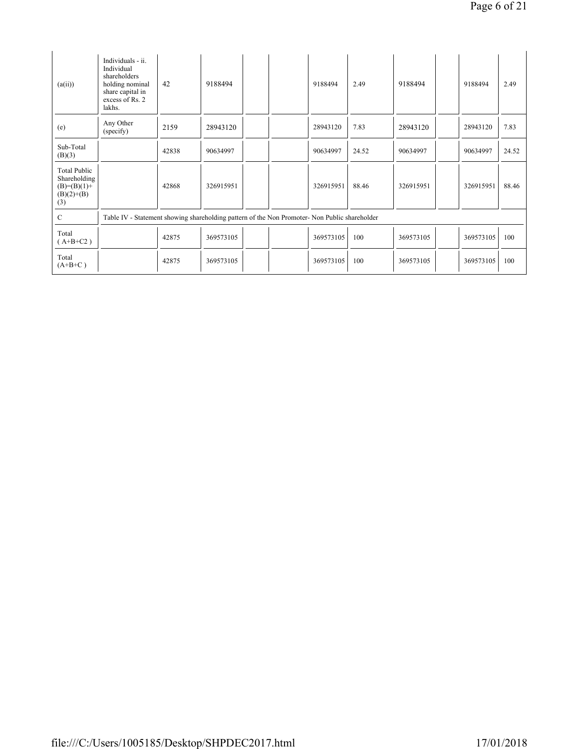| | | | | | | | | | | | | |
|---|---|---|---|---|---|---|---|---|---|---|---|---|
| (a(ii)) | Individuals - ii. Individual shareholders holding nominal share capital in excess of Rs. 2 lakhs. | 42 | 9188494 | | | 9188494 | 2.49 | 9188494 | | 9188494 | 2.49 |
| (e) | Any Other (specify) | 2159 | 28943120 | | | 28943120 | 7.83 | 28943120 | | 28943120 | 7.83 |
| Sub-Total (B)(3) | | 42838 | 90634997 | | | 90634997 | 24.52 | 90634997 | | 90634997 | 24.52 |
| Total Public Shareholding (B)=(B)(1)+(B)(2)+(B)(3) | | 42868 | 326915951 | | | 326915951 | 88.46 | 326915951 | | 326915951 | 88.46 |
| C | Table IV - Statement showing shareholding pattern of the Non Promoter- Non Public shareholder | | | | | | | | | | |
| Total ( A+B+C2 ) | | 42875 | 369573105 | | | 369573105 | 100 | 369573105 | | 369573105 | 100 |
| Total (A+B+C ) | | 42875 | 369573105 | | | 369573105 | 100 | 369573105 | | 369573105 | 100 |

file:///C:/Users/1005185/Desktop/SHPDEC2017.html 17/01/2018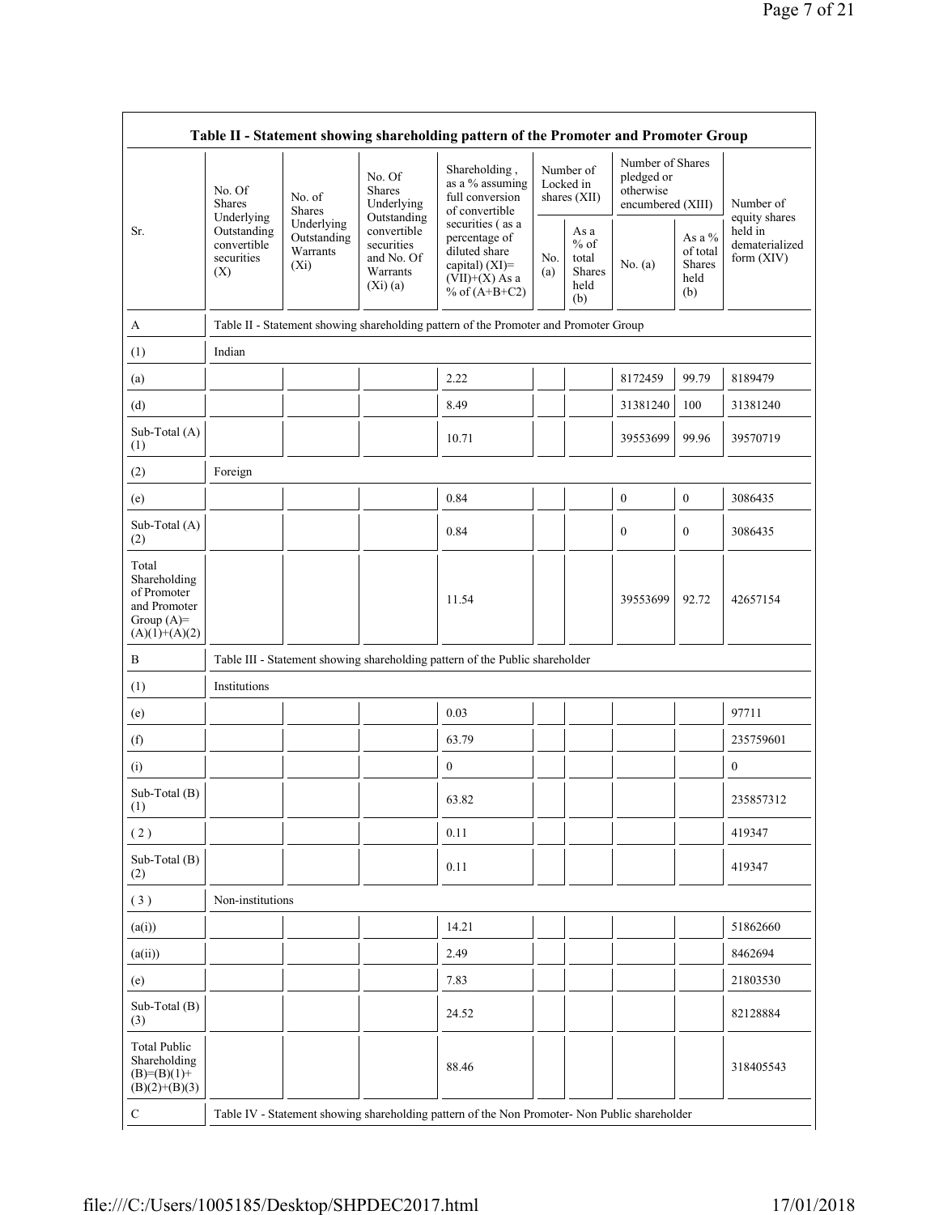| Table II - Statement showing shareholding pattern of the Promoter and Promoter Group | | | | | | | | | |
|---|---|---|---|---|---|---|---|---|---|
| Sr. | No. Of Shares Underlying Outstanding convertible securities (X) | No. of Shares Underlying Outstanding Warrants (Xi) | No. Of Shares Underlying Outstanding convertible securities and No. Of Warrants (Xi) (a) | Shareholding , as a % assuming full conversion of convertible securities ( as a percentage of diluted share capital) (XI)= (VII)+(X) As a % of (A+B+C2) | Number of Locked in shares (XII) | | Number of Shares pledged or otherwise encumbered (XIII) | | Number of equity shares held in dematerialized form (XIV) |
| | | | | | No. (a) | As a % of total Shares held (b) | No. (a) | As a % of total Shares held (b) | |
| A | Table II - Statement showing shareholding pattern of the Promoter and Promoter Group | | | | | | | | |
| (1) | Indian | | | | | | | | |
| (a) | | | | 2.22 | | | 8172459 | 99.79 | 8189479 |
| (d) | | | | 8.49 | | | 31381240 | 100 | 31381240 |
| Sub-Total (A) (1) | | | | 10.71 | | | 39553699 | 99.96 | 39570719 |
| (2) | Foreign | | | | | | | | |
| (e) | | | | 0.84 | | | 0 | 0 | 3086435 |
| Sub-Total (A) (2) | | | | 0.84 | | | 0 | 0 | 3086435 |
| Total Shareholding of Promoter and Promoter Group (A)= (A)(1)+(A)(2) | | | | 11.54 | | | 39553699 | 92.72 | 42657154 |
| B | Table III - Statement showing shareholding pattern of the Public shareholder | | | | | | | | |
| (1) | Institutions | | | | | | | | |
| (e) | | | | 0.03 | | | | | 97711 |
| (f) | | | | 63.79 | | | | | 235759601 |
| (i) | | | | 0 | | | | | 0 |
| Sub-Total (B) (1) | | | | 63.82 | | | | | 235857312 |
| ( 2 ) | | | | 0.11 | | | | | 419347 |
| Sub-Total (B) (2) | | | | 0.11 | | | | | 419347 |
| ( 3 ) | Non-institutions | | | | | | | | |
| (a(i)) | | | | 14.21 | | | | | 51862660 |
| (a(ii)) | | | | 2.49 | | | | | 8462694 |
| (e) | | | | 7.83 | | | | | 21803530 |
| Sub-Total (B) (3) | | | | 24.52 | | | | | 82128884 |
| Total Public Shareholding (B)=(B)(1)+ (B)(2)+(B)(3) | | | | 88.46 | | | | | 318405543 |
| C | Table IV - Statement showing shareholding pattern of the Non Promoter- Non Public shareholder | | | | | | | | |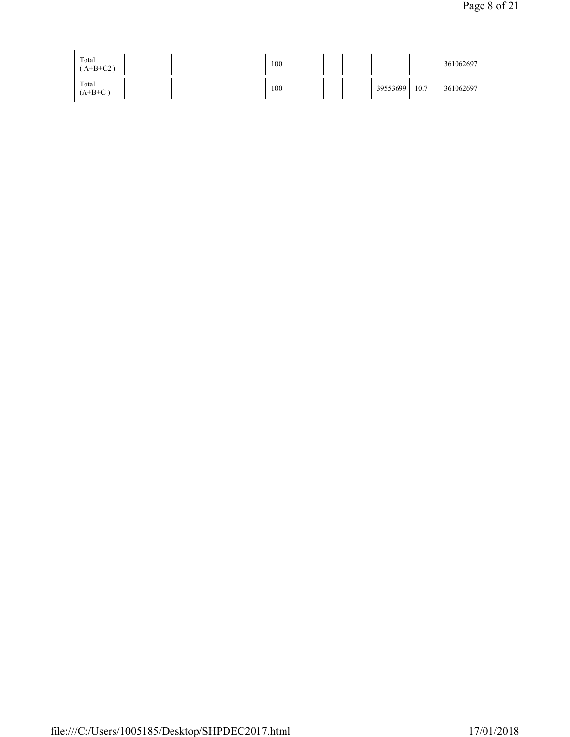| Total ( A+B+C2 ) | | | | 100 | | | | | 361062697 |
|---|---|---|---|---|---|---|---|---|---|
| Total (A+B+C ) | | | | 100 | | | 39553699 | 10.7 | 361062697 |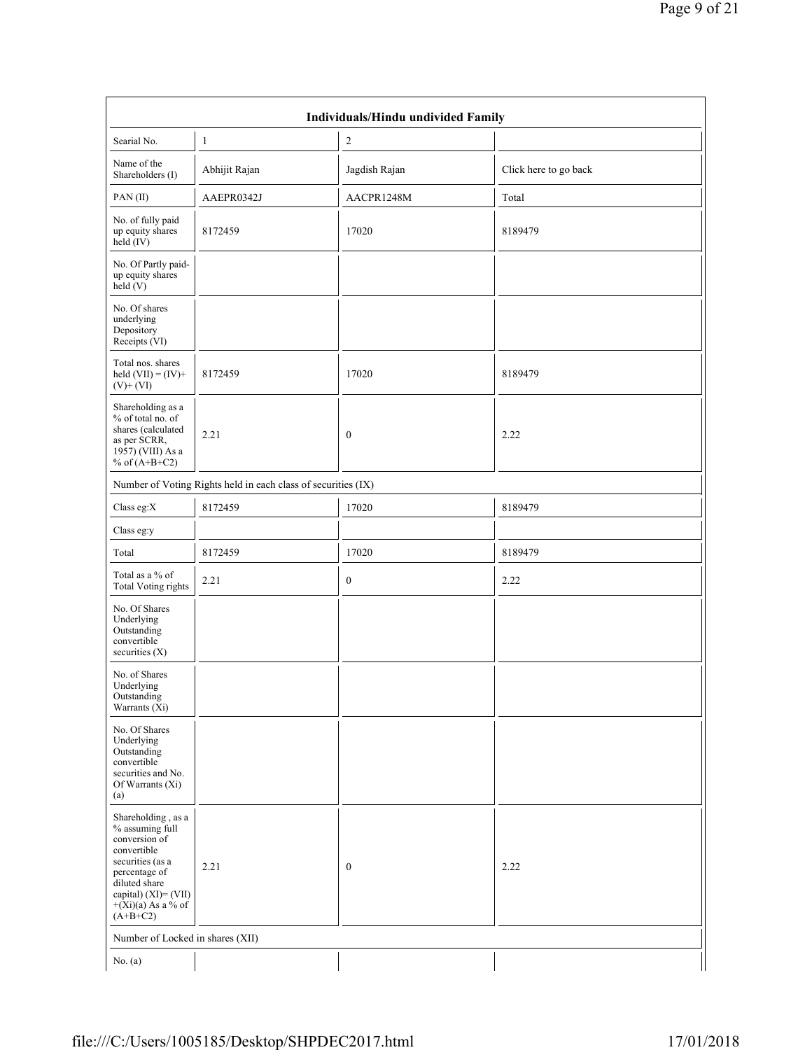| Individuals/Hindu undivided Family | | | |
|---|---|---|---|
| Searial No. | 1 | 2 | |
| Name of the Shareholders (I) | Abhijit Rajan | Jagdish Rajan | Click here to go back |
| PAN (II) | AAEPR0342J | AACPR1248M | Total |
| No. of fully paid up equity shares held (IV) | 8172459 | 17020 | 8189479 |
| No. Of Partly paid-up equity shares held (V) | | | |
| No. Of shares underlying Depository Receipts (VI) | | | |
| Total nos. shares held (VII) = (IV)+ (V)+ (VI) | 8172459 | 17020 | 8189479 |
| Shareholding as a % of total no. of shares (calculated as per SCRR, 1957) (VIII) As a % of (A+B+C2) | 2.21 | 0 | 2.22 |
| Number of Voting Rights held in each class of securities (IX) | | | |
| Class eg:X | 8172459 | 17020 | 8189479 |
| Class eg:y | | | |
| Total | 8172459 | 17020 | 8189479 |
| Total as a % of Total Voting rights | 2.21 | 0 | 2.22 |
| No. Of Shares Underlying Outstanding convertible securities (X) | | | |
| No. of Shares Underlying Outstanding Warrants (Xi) | | | |
| No. Of Shares Underlying Outstanding convertible securities and No. Of Warrants (Xi) (a) | | | |
| Shareholding , as a % assuming full conversion of convertible securities (as a percentage of diluted share capital) (XI)= (VII) +(Xi)(a) As a % of (A+B+C2) | 2.21 | 0 | 2.22 |
| Number of Locked in shares (XII) | | | |
| No. (a) | | | |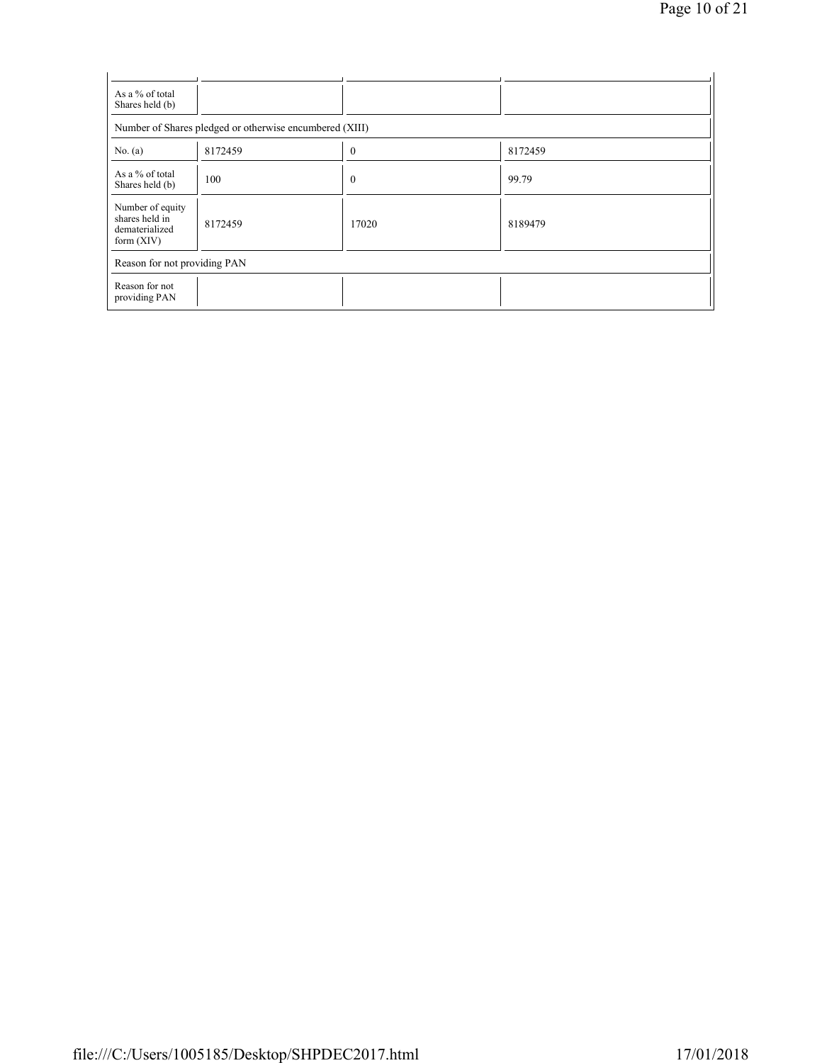| | | | |
|---|---|---|---|
| As a % of total Shares held (b) | | | |
| Number of Shares pledged or otherwise encumbered (XIII) | | | |
| No. (a) | 8172459 | 0 | 8172459 |
| As a % of total Shares held (b) | 100 | 0 | 99.79 |
| Number of equity shares held in dematerialized form (XIV) | 8172459 | 17020 | 8189479 |
| Reason for not providing PAN | | | |
| Reason for not providing PAN | | | |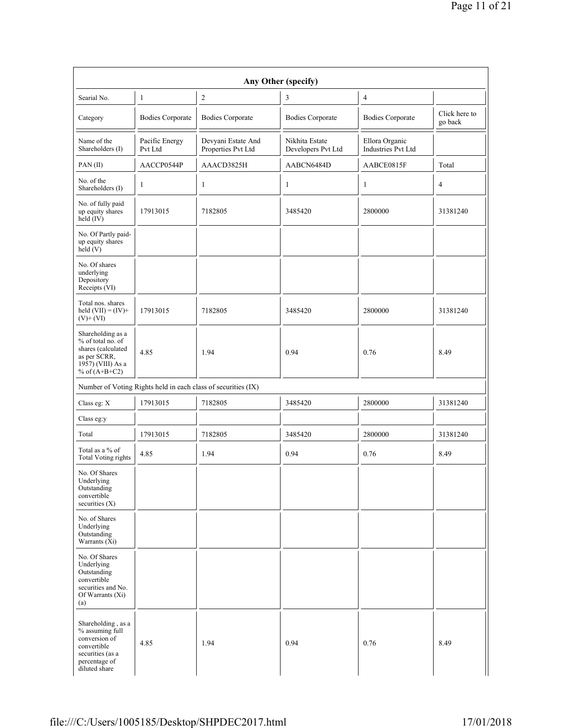| Any Other (specify) | | | | | |
|---|---|---|---|---|---|
| Searial No. | 1 | 2 | 3 | 4 | |
| Category | Bodies Corporate | Bodies Corporate | Bodies Corporate | Bodies Corporate | Click here to go back |
| Name of the Shareholders (I) | Pacific Energy Pvt Ltd | Devyani Estate And Properties Pvt Ltd | Nikhita Estate Developers Pvt Ltd | Ellora Organic Industries Pvt Ltd | |
| PAN (II) | AACCP0544P | AAACD3825H | AABCN6484D | AABCE0815F | Total |
| No. of the Shareholders (I) | 1 | 1 | 1 | 1 | 4 |
| No. of fully paid up equity shares held (IV) | 17913015 | 7182805 | 3485420 | 2800000 | 31381240 |
| No. Of Partly paid-up equity shares held (V) | | | | | |
| No. Of shares underlying Depository Receipts (VI) | | | | | |
| Total nos. shares held (VII) = (IV)+ (V)+ (VI) | 17913015 | 7182805 | 3485420 | 2800000 | 31381240 |
| Shareholding as a % of total no. of shares (calculated as per SCRR, 1957) (VIII) As a % of (A+B+C2) | 4.85 | 1.94 | 0.94 | 0.76 | 8.49 |
| Number of Voting Rights held in each class of securities (IX) | | | | | |
| Class eg: X | 17913015 | 7182805 | 3485420 | 2800000 | 31381240 |
| Class eg:y | | | | | |
| Total | 17913015 | 7182805 | 3485420 | 2800000 | 31381240 |
| Total as a % of Total Voting rights | 4.85 | 1.94 | 0.94 | 0.76 | 8.49 |
| No. Of Shares Underlying Outstanding convertible securities (X) | | | | | |
| No. of Shares Underlying Outstanding Warrants (Xi) | | | | | |
| No. Of Shares Underlying Outstanding convertible securities and No. Of Warrants (Xi) (a) | | | | | |
| Shareholding , as a % assuming full conversion of convertible securities (as a percentage of diluted share | 4.85 | 1.94 | 0.94 | 0.76 | 8.49 |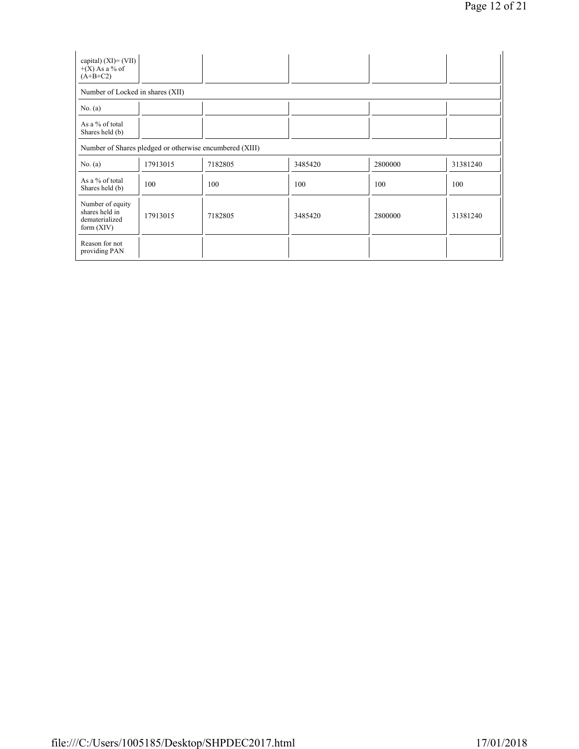| capital) (XI)= (VII) +(X) As a % of (A+B+C2) | | | | | |
|---|---|---|---|---|---|
| Number of Locked in shares (XII) | | | | | |
| No. (a) | | | | | |
| As a % of total Shares held (b) | | | | | |
| Number of Shares pledged or otherwise encumbered (XIII) | | | | | |
| No. (a) | 17913015 | 7182805 | 3485420 | 2800000 | 31381240 |
| As a % of total Shares held (b) | 100 | 100 | 100 | 100 | 100 |
| Number of equity shares held in dematerialized form (XIV) | 17913015 | 7182805 | 3485420 | 2800000 | 31381240 |
| Reason for not providing PAN | | | | | |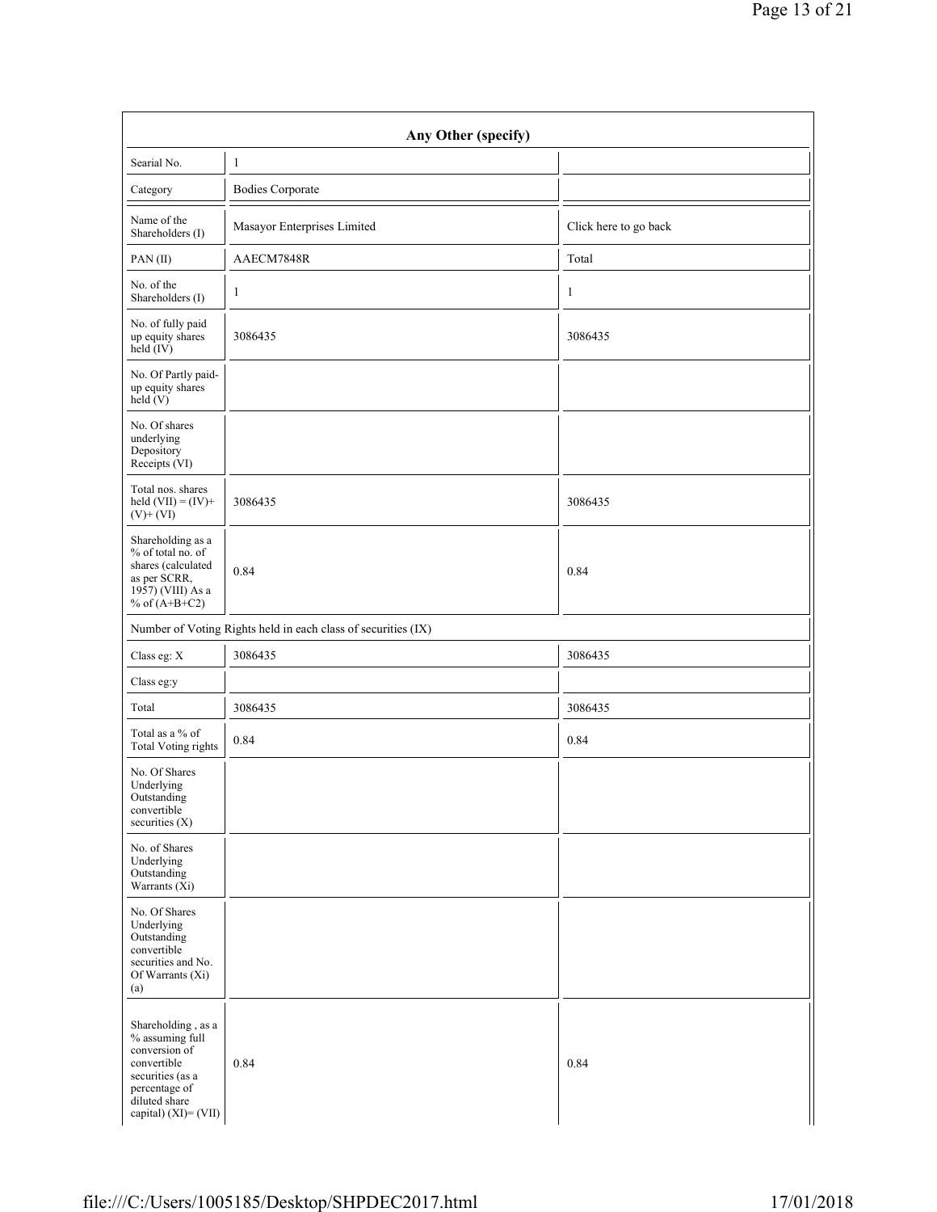| Any Other (specify) | | |
|---|---|---|
| Searial No. | 1 | |
| Category | Bodies Corporate | |
| Name of the Shareholders (I) | Masayor Enterprises Limited | Click here to go back |
| PAN (II) | AAECM7848R | Total |
| No. of the Shareholders (I) | 1 | 1 |
| No. of fully paid up equity shares held (IV) | 3086435 | 3086435 |
| No. Of Partly paid-up equity shares held (V) | | |
| No. Of shares underlying Depository Receipts (VI) | | |
| Total nos. shares held (VII) = (IV)+ (V)+ (VI) | 3086435 | 3086435 |
| Shareholding as a % of total no. of shares (calculated as per SCRR, 1957) (VIII) As a % of (A+B+C2) | 0.84 | 0.84 |
| Number of Voting Rights held in each class of securities (IX) | | |
| Class eg: X | 3086435 | 3086435 |
| Class eg:y | | |
| Total | 3086435 | 3086435 |
| Total as a % of Total Voting rights | 0.84 | 0.84 |
| No. Of Shares Underlying Outstanding convertible securities (X) | | |
| No. of Shares Underlying Outstanding Warrants (Xi) | | |
| No. Of Shares Underlying Outstanding convertible securities and No. Of Warrants (Xi) (a) | | |
| Shareholding , as a % assuming full conversion of convertible securities (as a percentage of diluted share capital) (XI)= (VII) | 0.84 | 0.84 |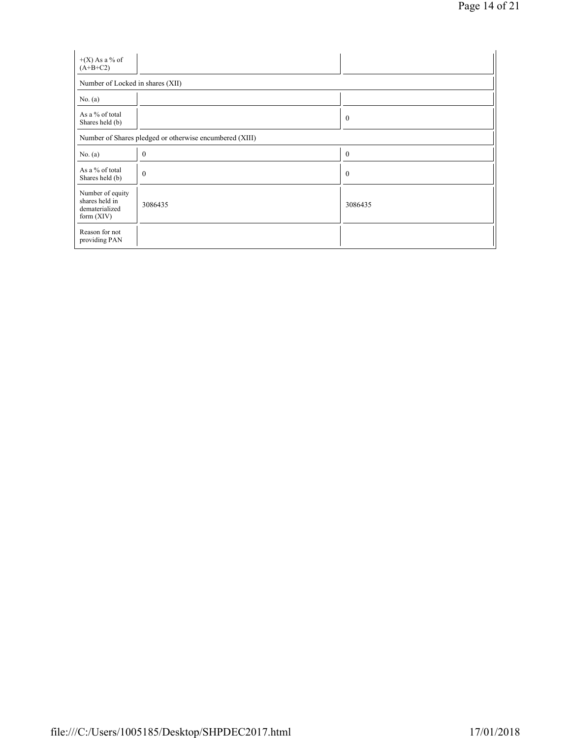| +(X) As a % of (A+B+C2) | | |
|---|---|---|
| Number of Locked in shares (XII) | | |
| No. (a) | | |
| As a % of total Shares held (b) | | 0 |
| Number of Shares pledged or otherwise encumbered (XIII) | | |
| No. (a) | 0 | 0 |
| As a % of total Shares held (b) | 0 | 0 |
| Number of equity shares held in dematerialized form (XIV) | 3086435 | 3086435 |
| Reason for not providing PAN | | |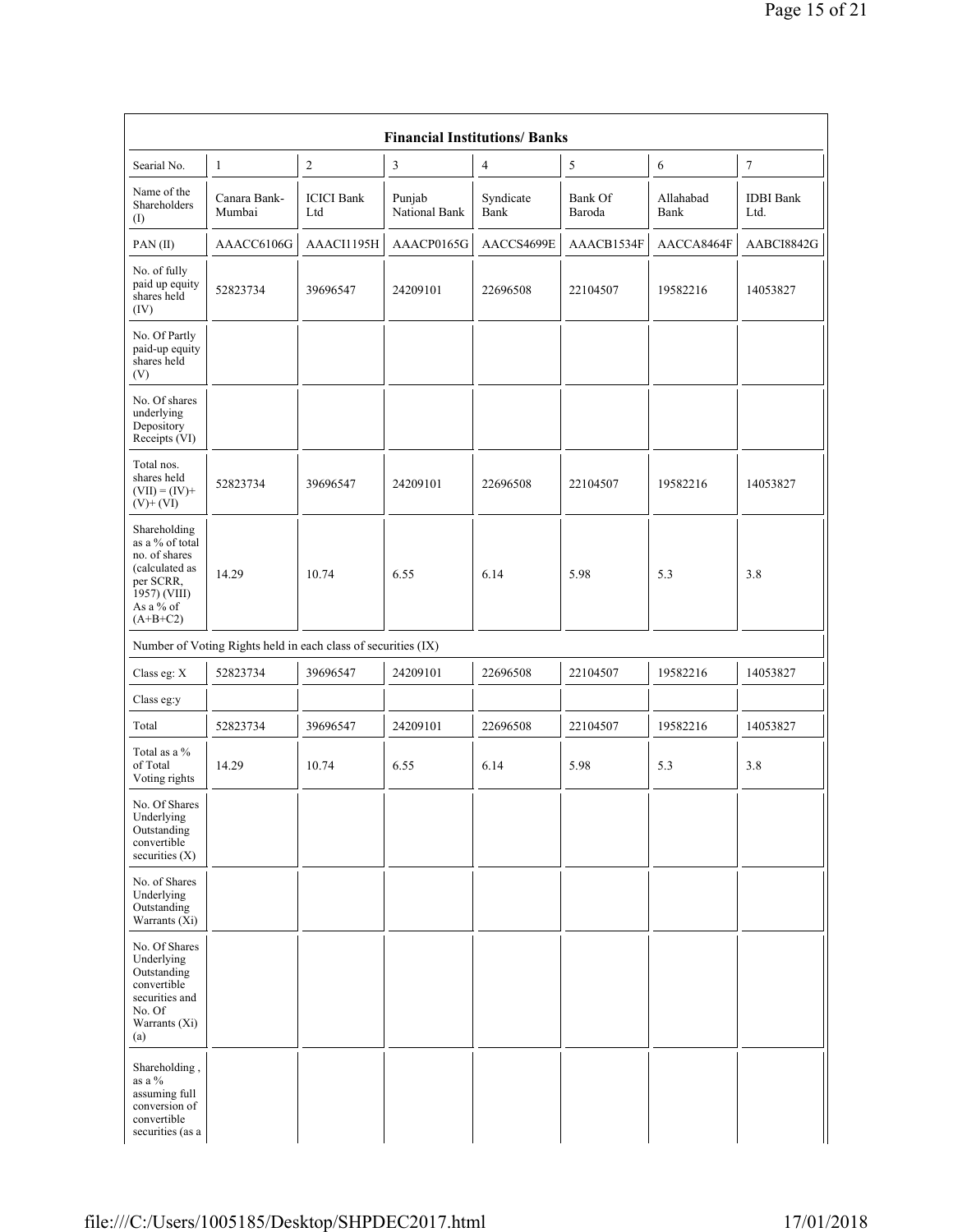| Financial Institutions/ Banks | | | | | | | |
|---|---|---|---|---|---|---|---|
| Searial No. | 1 | 2 | 3 | 4 | 5 | 6 | 7 |
| Name of the Shareholders (I) | Canara Bank-Mumbai | ICICI Bank Ltd | Punjab National Bank | Syndicate Bank | Bank Of Baroda | Allahabad Bank | IDBI Bank Ltd. |
| PAN (II) | AAACC6106G | AAACI1195H | AAACP0165G | AACCS4699E | AAACB1534F | AACCA8464F | AABCI8842G |
| No. of fully paid up equity shares held (IV) | 52823734 | 39696547 | 24209101 | 22696508 | 22104507 | 19582216 | 14053827 |
| No. Of Partly paid-up equity shares held (V) | | | | | | | |
| No. Of shares underlying Depository Receipts (VI) | | | | | | | |
| Total nos. shares held (VII) = (IV)+ (V)+ (VI) | 52823734 | 39696547 | 24209101 | 22696508 | 22104507 | 19582216 | 14053827 |
| Shareholding as a % of total no. of shares (calculated as per SCRR, 1957) (VIII) As a % of (A+B+C2) | 14.29 | 10.74 | 6.55 | 6.14 | 5.98 | 5.3 | 3.8 |
| Number of Voting Rights held in each class of securities (IX) | | | | | | | |
| Class eg: X | 52823734 | 39696547 | 24209101 | 22696508 | 22104507 | 19582216 | 14053827 |
| Class eg:y | | | | | | | |
| Total | 52823734 | 39696547 | 24209101 | 22696508 | 22104507 | 19582216 | 14053827 |
| Total as a % of Total Voting rights | 14.29 | 10.74 | 6.55 | 6.14 | 5.98 | 5.3 | 3.8 |
| No. Of Shares Underlying Outstanding convertible securities (X) | | | | | | | |
| No. of Shares Underlying Outstanding Warrants (Xi) | | | | | | | |
| No. Of Shares Underlying Outstanding convertible securities and No. Of Warrants (Xi) (a) | | | | | | | |
| Shareholding , as a % assuming full conversion of convertible securities (as a | | | | | | | |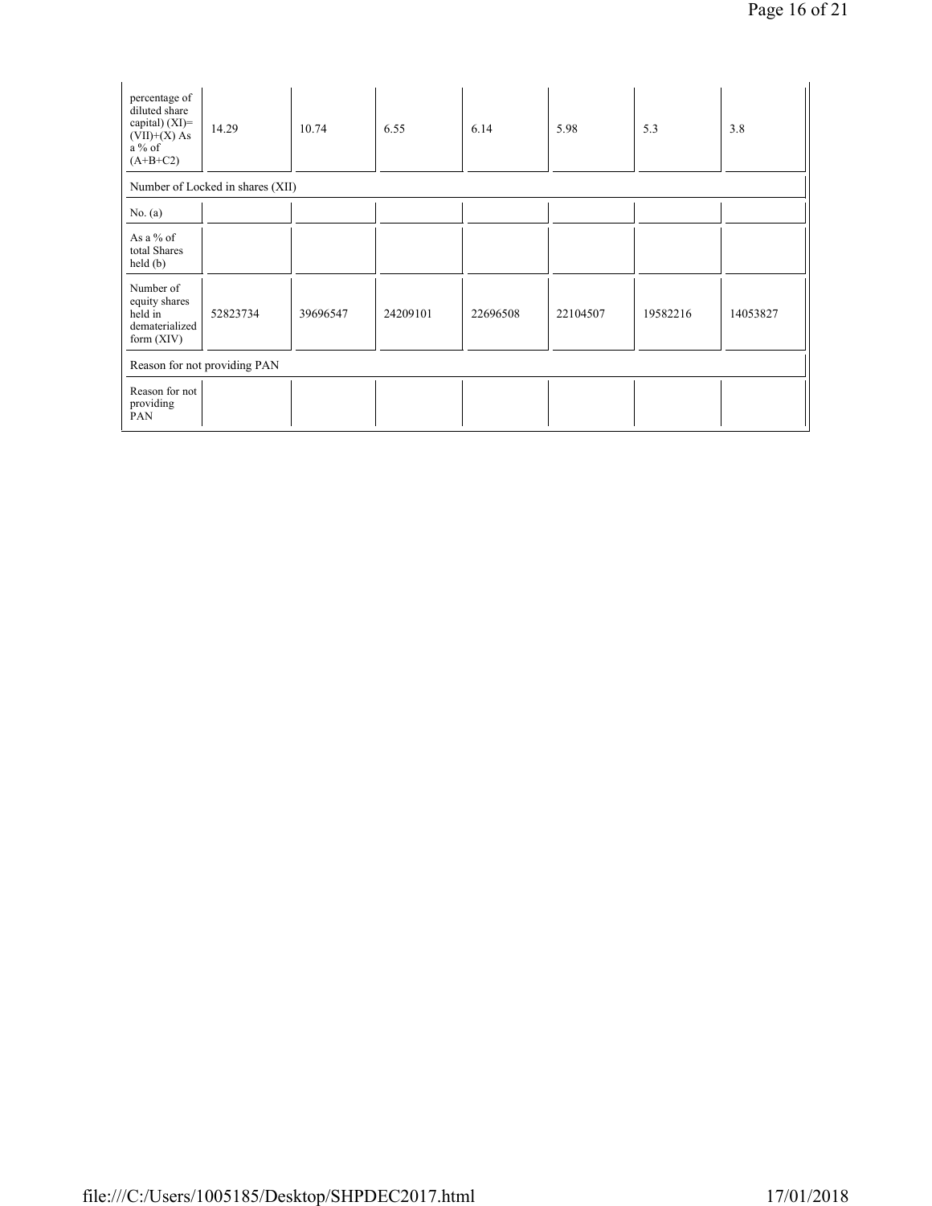| | | | | | | | |
|---|---|---|---|---|---|---|---|
| percentage of diluted share capital) (XI)= (VII)+(X) As a % of (A+B+C2) | 14.29 | 10.74 | 6.55 | 6.14 | 5.98 | 5.3 | 3.8 |
| Number of Locked in shares (XII) | | | | | | | |
| No. (a) | | | | | | | |
| As a % of total Shares held (b) | | | | | | | |
| Number of equity shares held in dematerialized form (XIV) | 52823734 | 39696547 | 24209101 | 22696508 | 22104507 | 19582216 | 14053827 |
| Reason for not providing PAN | | | | | | | |
| Reason for not providing PAN | | | | | | | |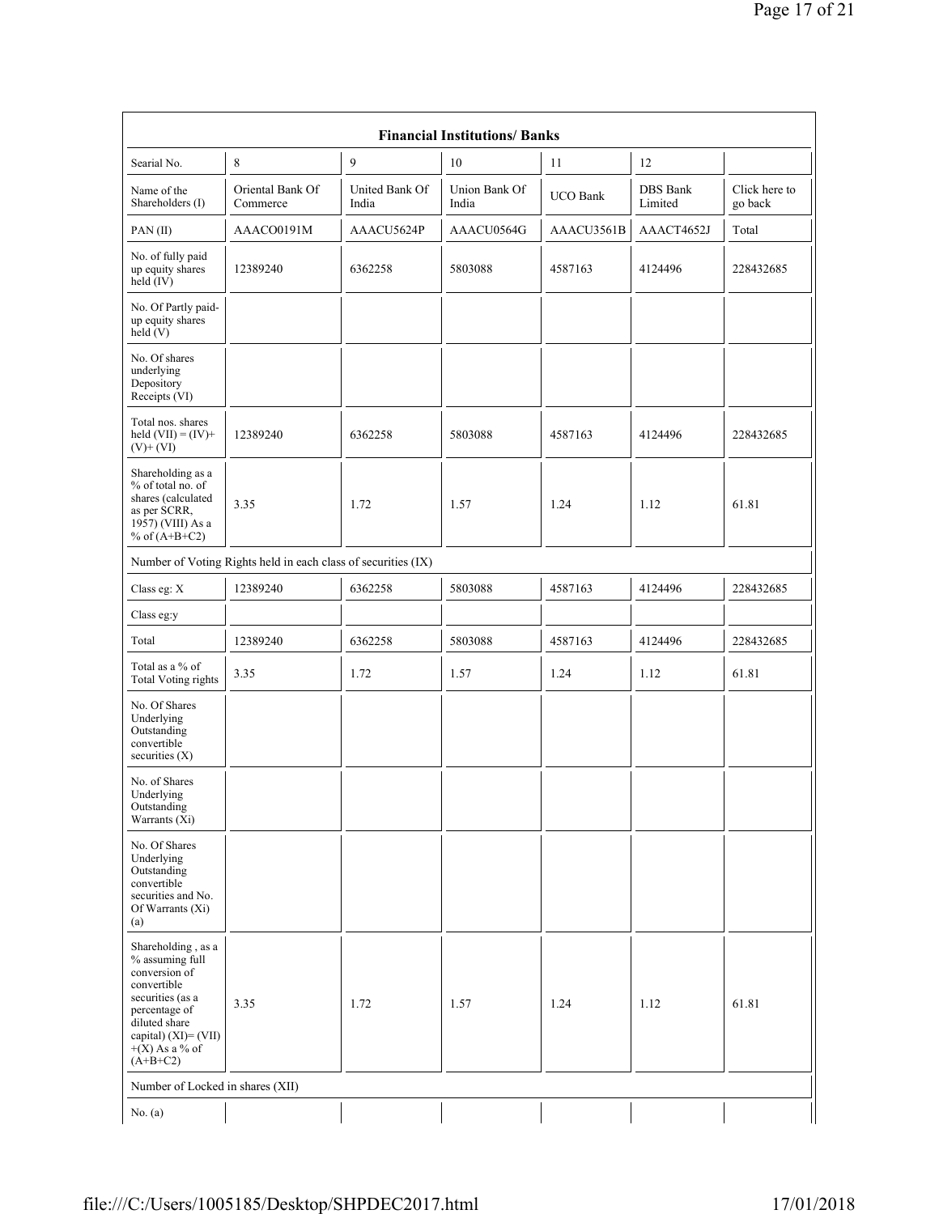| Financial Institutions/ Banks | | | | | | |
|---|---|---|---|---|---|---|
| Searial No. | 8 | 9 | 10 | 11 | 12 | |
| Name of the Shareholders (I) | Oriental Bank Of Commerce | United Bank Of India | Union Bank Of India | UCO Bank | DBS Bank Limited | Click here to go back |
| PAN (II) | AAACO0191M | AAACU5624P | AAACU0564G | AAACU3561B | AAACT4652J | Total |
| No. of fully paid up equity shares held (IV) | 12389240 | 6362258 | 5803088 | 4587163 | 4124496 | 228432685 |
| No. Of Partly paid-up equity shares held (V) | | | | | | |
| No. Of shares underlying Depository Receipts (VI) | | | | | | |
| Total nos. shares held (VII) = (IV)+ (V)+ (VI) | 12389240 | 6362258 | 5803088 | 4587163 | 4124496 | 228432685 |
| Shareholding as a % of total no. of shares (calculated as per SCRR, 1957) (VIII) As a % of (A+B+C2) | 3.35 | 1.72 | 1.57 | 1.24 | 1.12 | 61.81 |
| Number of Voting Rights held in each class of securities (IX) | | | | | | |
| Class eg: X | 12389240 | 6362258 | 5803088 | 4587163 | 4124496 | 228432685 |
| Class eg:y | | | | | | |
| Total | 12389240 | 6362258 | 5803088 | 4587163 | 4124496 | 228432685 |
| Total as a % of Total Voting rights | 3.35 | 1.72 | 1.57 | 1.24 | 1.12 | 61.81 |
| No. Of Shares Underlying Outstanding convertible securities (X) | | | | | | |
| No. of Shares Underlying Outstanding Warrants (Xi) | | | | | | |
| No. Of Shares Underlying Outstanding convertible securities and No. Of Warrants (Xi) (a) | | | | | | |
| Shareholding , as a % assuming full conversion of convertible securities (as a percentage of diluted share capital) (XI)= (VII) +(X) As a % of (A+B+C2) | 3.35 | 1.72 | 1.57 | 1.24 | 1.12 | 61.81 |
| Number of Locked in shares (XII) | | | | | | |
| No. (a) | | | | | | |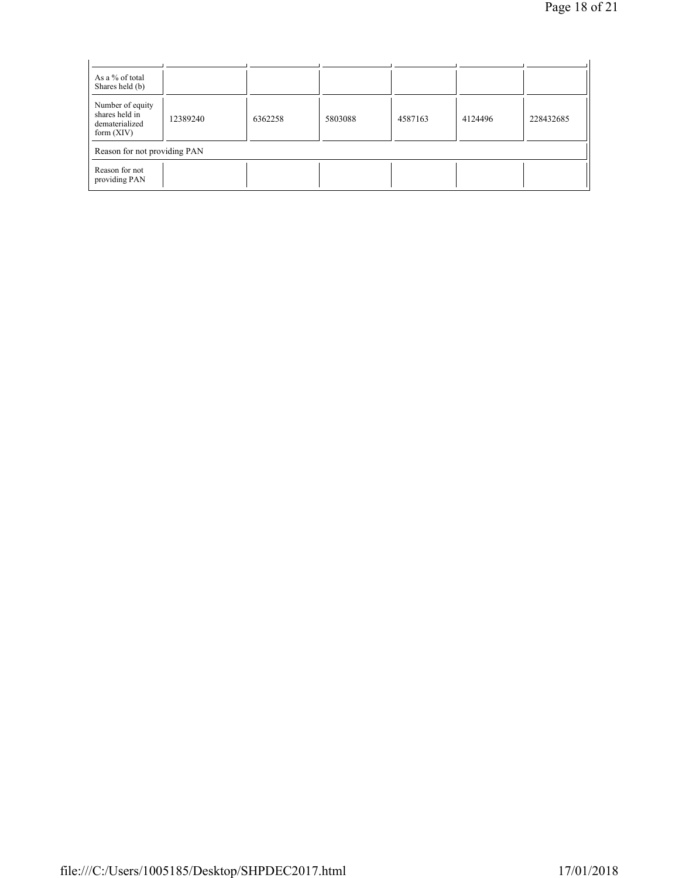| | | | | | | |
|---|---|---|---|---|---|---|
| As a % of total Shares held (b) | | | | | | |
| Number of equity shares held in dematerialized form (XIV) | 12389240 | 6362258 | 5803088 | 4587163 | 4124496 | 228432685 |
| Reason for not providing PAN | | | | | | |
| Reason for not providing PAN | | | | | | |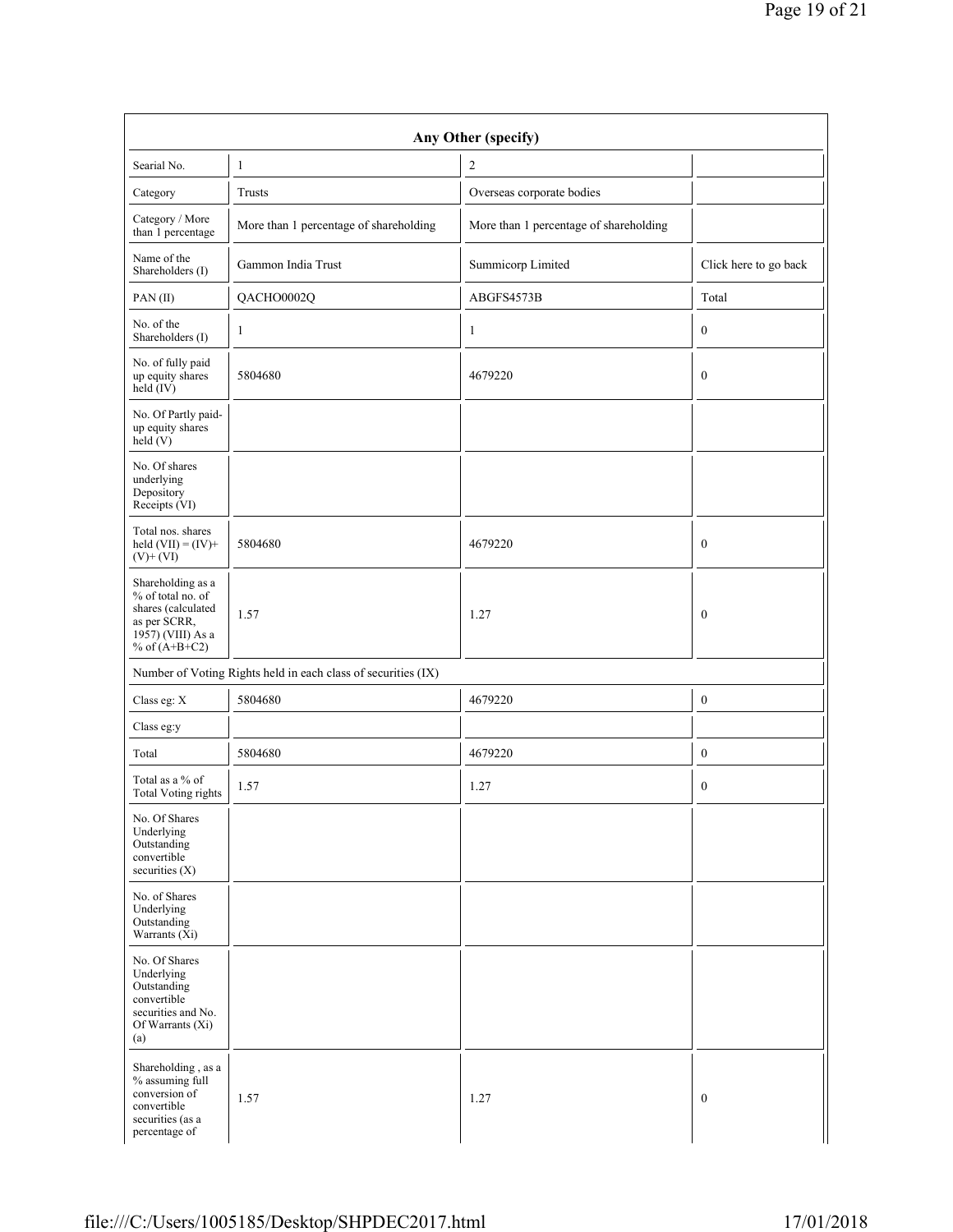| Any Other (specify) | | | |
|---|---|---|---|
| Searial No. | 1 | 2 | |
| Category | Trusts | Overseas corporate bodies | |
| Category / More than 1 percentage | More than 1 percentage of shareholding | More than 1 percentage of shareholding | |
| Name of the Shareholders (I) | Gammon India Trust | Summicorp Limited | Click here to go back |
| PAN (II) | QACHO0002Q | ABGFS4573B | Total |
| No. of the Shareholders (I) | 1 | 1 | 0 |
| No. of fully paid up equity shares held (IV) | 5804680 | 4679220 | 0 |
| No. Of Partly paid-up equity shares held (V) | | | |
| No. Of shares underlying Depository Receipts (VI) | | | |
| Total nos. shares held (VII) = (IV)+ (V)+ (VI) | 5804680 | 4679220 | 0 |
| Shareholding as a % of total no. of shares (calculated as per SCRR, 1957) (VIII) As a % of (A+B+C2) | 1.57 | 1.27 | 0 |
| Number of Voting Rights held in each class of securities (IX) | | | |
| Class eg: X | 5804680 | 4679220 | 0 |
| Class eg:y | | | |
| Total | 5804680 | 4679220 | 0 |
| Total as a % of Total Voting rights | 1.57 | 1.27 | 0 |
| No. Of Shares Underlying Outstanding convertible securities (X) | | | |
| No. of Shares Underlying Outstanding Warrants (Xi) | | | |
| No. Of Shares Underlying Outstanding convertible securities and No. Of Warrants (Xi) (a) | | | |
| Shareholding , as a % assuming full conversion of convertible securities (as a percentage of | 1.57 | 1.27 | 0 |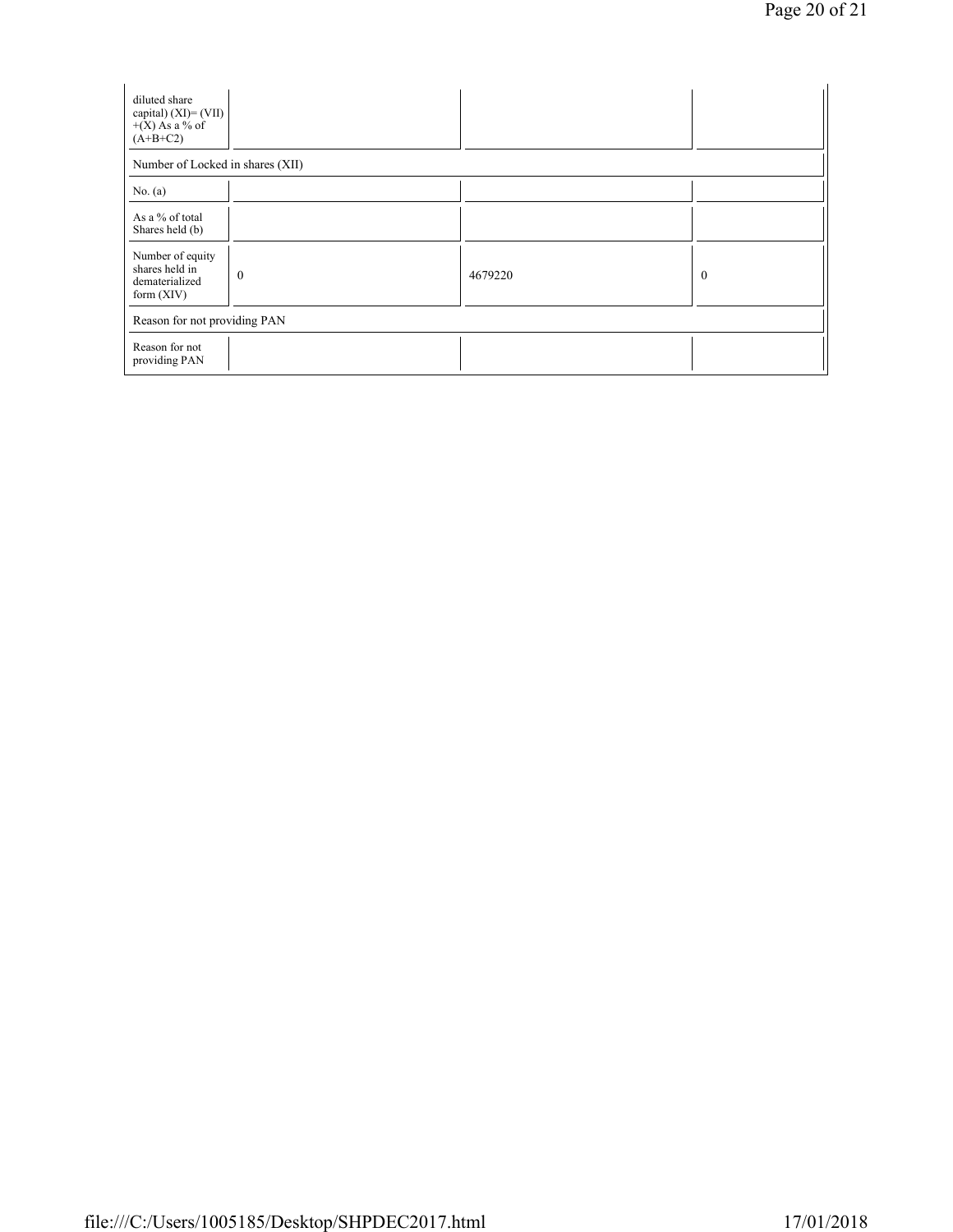| | | | |
|---|---|---|---|
| diluted share capital) (XI)= (VII)+(X) As a % of (A+B+C2) | | | |
| Number of Locked in shares (XII) | | | |
| No. (a) | | | |
| As a % of total Shares held (b) | | | |
| Number of equity shares held in dematerialized form (XIV) | 0 | 4679220 | 0 |
| Reason for not providing PAN | | | |
| Reason for not providing PAN | | | |